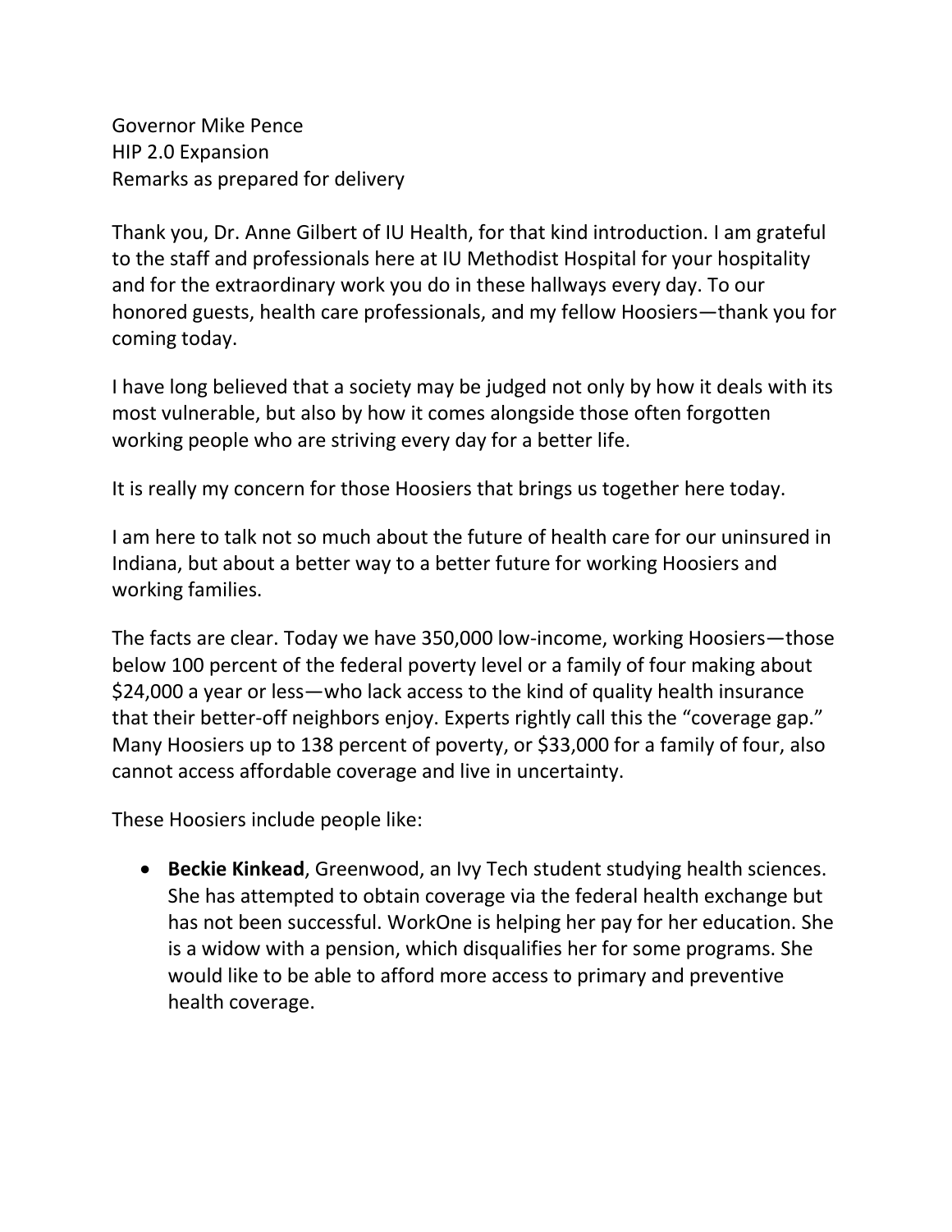Governor Mike Pence
HIP 2.0 Expansion
Remarks as prepared for delivery

Thank you, Dr. Anne Gilbert of IU Health, for that kind introduction. I am grateful to the staff and professionals here at IU Methodist Hospital for your hospitality and for the extraordinary work you do in these hallways every day. To our honored guests, health care professionals, and my fellow Hoosiers—thank you for coming today.

I have long believed that a society may be judged not only by how it deals with its most vulnerable, but also by how it comes alongside those often forgotten working people who are striving every day for a better life.

It is really my concern for those Hoosiers that brings us together here today.

I am here to talk not so much about the future of health care for our uninsured in Indiana, but about a better way to a better future for working Hoosiers and working families.

The facts are clear. Today we have 350,000 low-income, working Hoosiers—those below 100 percent of the federal poverty level or a family of four making about $24,000 a year or less—who lack access to the kind of quality health insurance that their better-off neighbors enjoy. Experts rightly call this the "coverage gap." Many Hoosiers up to 138 percent of poverty, or $33,000 for a family of four, also cannot access affordable coverage and live in uncertainty.

These Hoosiers include people like:

- **Beckie Kinkead**, Greenwood, an Ivy Tech student studying health sciences. She has attempted to obtain coverage via the federal health exchange but has not been successful. WorkOne is helping her pay for her education. She is a widow with a pension, which disqualifies her for some programs. She would like to be able to afford more access to primary and preventive health coverage.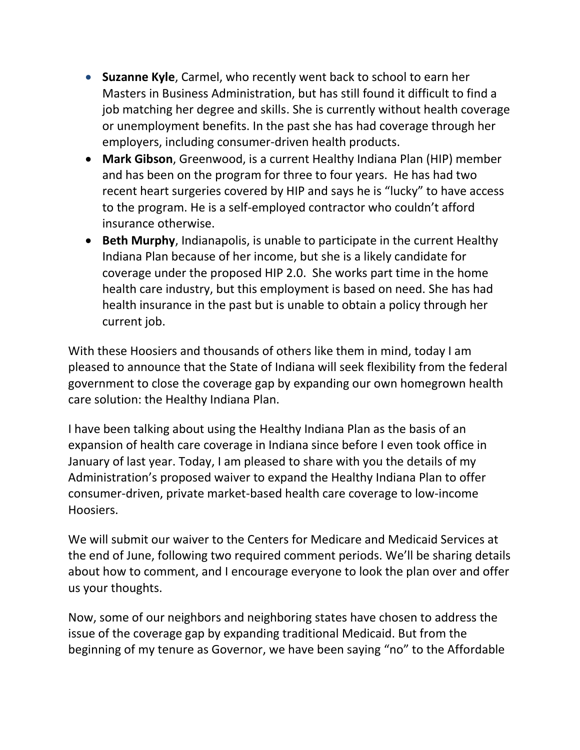- **Suzanne Kyle**, Carmel, who recently went back to school to earn her Masters in Business Administration, but has still found it difficult to find a job matching her degree and skills. She is currently without health coverage or unemployment benefits. In the past she has had coverage through her employers, including consumer-driven health products.
- **Mark Gibson**, Greenwood, is a current Healthy Indiana Plan (HIP) member and has been on the program for three to four years. He has had two recent heart surgeries covered by HIP and says he is "lucky" to have access to the program. He is a self-employed contractor who couldn't afford insurance otherwise.
- **Beth Murphy**, Indianapolis, is unable to participate in the current Healthy Indiana Plan because of her income, but she is a likely candidate for coverage under the proposed HIP 2.0. She works part time in the home health care industry, but this employment is based on need. She has had health insurance in the past but is unable to obtain a policy through her current job.

With these Hoosiers and thousands of others like them in mind, today I am pleased to announce that the State of Indiana will seek flexibility from the federal government to close the coverage gap by expanding our own homegrown health care solution: the Healthy Indiana Plan.

I have been talking about using the Healthy Indiana Plan as the basis of an expansion of health care coverage in Indiana since before I even took office in January of last year. Today, I am pleased to share with you the details of my Administration's proposed waiver to expand the Healthy Indiana Plan to offer consumer-driven, private market-based health care coverage to low-income Hoosiers.

We will submit our waiver to the Centers for Medicare and Medicaid Services at the end of June, following two required comment periods. We'll be sharing details about how to comment, and I encourage everyone to look the plan over and offer us your thoughts.

Now, some of our neighbors and neighboring states have chosen to address the issue of the coverage gap by expanding traditional Medicaid. But from the beginning of my tenure as Governor, we have been saying "no" to the Affordable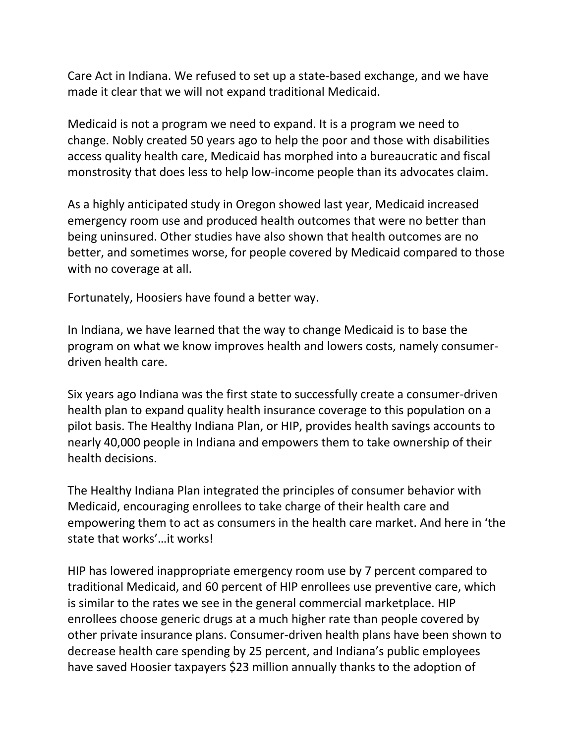Care Act in Indiana. We refused to set up a state-based exchange, and we have made it clear that we will not expand traditional Medicaid.

Medicaid is not a program we need to expand. It is a program we need to change. Nobly created 50 years ago to help the poor and those with disabilities access quality health care, Medicaid has morphed into a bureaucratic and fiscal monstrosity that does less to help low-income people than its advocates claim.

As a highly anticipated study in Oregon showed last year, Medicaid increased emergency room use and produced health outcomes that were no better than being uninsured. Other studies have also shown that health outcomes are no better, and sometimes worse, for people covered by Medicaid compared to those with no coverage at all.

Fortunately, Hoosiers have found a better way.

In Indiana, we have learned that the way to change Medicaid is to base the program on what we know improves health and lowers costs, namely consumer-driven health care.

Six years ago Indiana was the first state to successfully create a consumer-driven health plan to expand quality health insurance coverage to this population on a pilot basis. The Healthy Indiana Plan, or HIP, provides health savings accounts to nearly 40,000 people in Indiana and empowers them to take ownership of their health decisions.

The Healthy Indiana Plan integrated the principles of consumer behavior with Medicaid, encouraging enrollees to take charge of their health care and empowering them to act as consumers in the health care market. And here in 'the state that works'…it works!

HIP has lowered inappropriate emergency room use by 7 percent compared to traditional Medicaid, and 60 percent of HIP enrollees use preventive care, which is similar to the rates we see in the general commercial marketplace. HIP enrollees choose generic drugs at a much higher rate than people covered by other private insurance plans. Consumer-driven health plans have been shown to decrease health care spending by 25 percent, and Indiana's public employees have saved Hoosier taxpayers $23 million annually thanks to the adoption of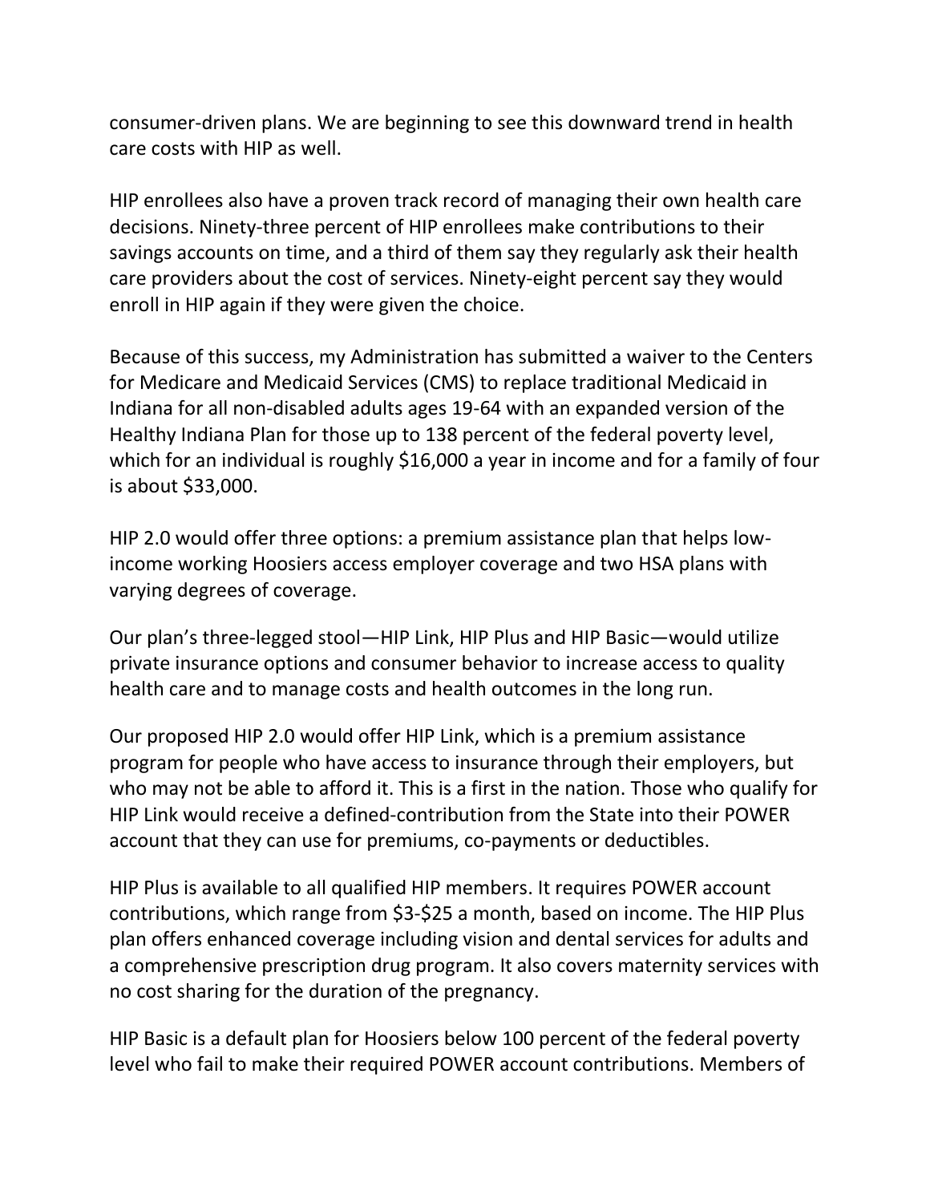consumer-driven plans. We are beginning to see this downward trend in health care costs with HIP as well.

HIP enrollees also have a proven track record of managing their own health care decisions. Ninety-three percent of HIP enrollees make contributions to their savings accounts on time, and a third of them say they regularly ask their health care providers about the cost of services. Ninety-eight percent say they would enroll in HIP again if they were given the choice.

Because of this success, my Administration has submitted a waiver to the Centers for Medicare and Medicaid Services (CMS) to replace traditional Medicaid in Indiana for all non-disabled adults ages 19-64 with an expanded version of the Healthy Indiana Plan for those up to 138 percent of the federal poverty level, which for an individual is roughly $16,000 a year in income and for a family of four is about $33,000.

HIP 2.0 would offer three options: a premium assistance plan that helps low-income working Hoosiers access employer coverage and two HSA plans with varying degrees of coverage.

Our plan's three-legged stool—HIP Link, HIP Plus and HIP Basic—would utilize private insurance options and consumer behavior to increase access to quality health care and to manage costs and health outcomes in the long run.

Our proposed HIP 2.0 would offer HIP Link, which is a premium assistance program for people who have access to insurance through their employers, but who may not be able to afford it. This is a first in the nation. Those who qualify for HIP Link would receive a defined-contribution from the State into their POWER account that they can use for premiums, co-payments or deductibles.

HIP Plus is available to all qualified HIP members. It requires POWER account contributions, which range from $3-$25 a month, based on income. The HIP Plus plan offers enhanced coverage including vision and dental services for adults and a comprehensive prescription drug program. It also covers maternity services with no cost sharing for the duration of the pregnancy.

HIP Basic is a default plan for Hoosiers below 100 percent of the federal poverty level who fail to make their required POWER account contributions. Members of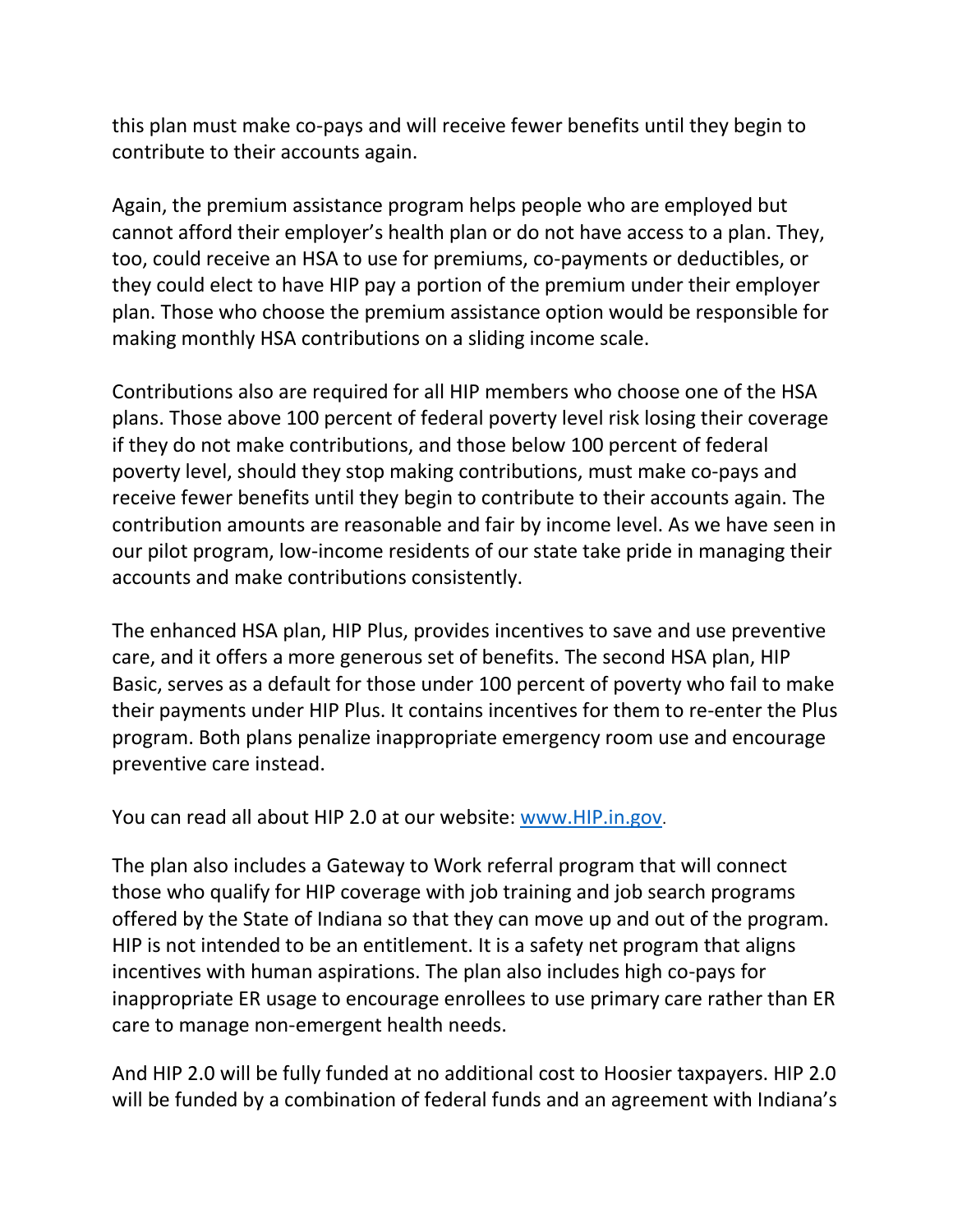this plan must make co-pays and will receive fewer benefits until they begin to contribute to their accounts again.

Again, the premium assistance program helps people who are employed but cannot afford their employer's health plan or do not have access to a plan. They, too, could receive an HSA to use for premiums, co-payments or deductibles, or they could elect to have HIP pay a portion of the premium under their employer plan. Those who choose the premium assistance option would be responsible for making monthly HSA contributions on a sliding income scale.

Contributions also are required for all HIP members who choose one of the HSA plans. Those above 100 percent of federal poverty level risk losing their coverage if they do not make contributions, and those below 100 percent of federal poverty level, should they stop making contributions, must make co-pays and receive fewer benefits until they begin to contribute to their accounts again. The contribution amounts are reasonable and fair by income level. As we have seen in our pilot program, low-income residents of our state take pride in managing their accounts and make contributions consistently.

The enhanced HSA plan, HIP Plus, provides incentives to save and use preventive care, and it offers a more generous set of benefits. The second HSA plan, HIP Basic, serves as a default for those under 100 percent of poverty who fail to make their payments under HIP Plus. It contains incentives for them to re-enter the Plus program. Both plans penalize inappropriate emergency room use and encourage preventive care instead.

You can read all about HIP 2.0 at our website: [www.HIP.in.gov](http://www.HIP.in.gov).

The plan also includes a Gateway to Work referral program that will connect those who qualify for HIP coverage with job training and job search programs offered by the State of Indiana so that they can move up and out of the program. HIP is not intended to be an entitlement. It is a safety net program that aligns incentives with human aspirations. The plan also includes high co-pays for inappropriate ER usage to encourage enrollees to use primary care rather than ER care to manage non-emergent health needs.

And HIP 2.0 will be fully funded at no additional cost to Hoosier taxpayers. HIP 2.0 will be funded by a combination of federal funds and an agreement with Indiana's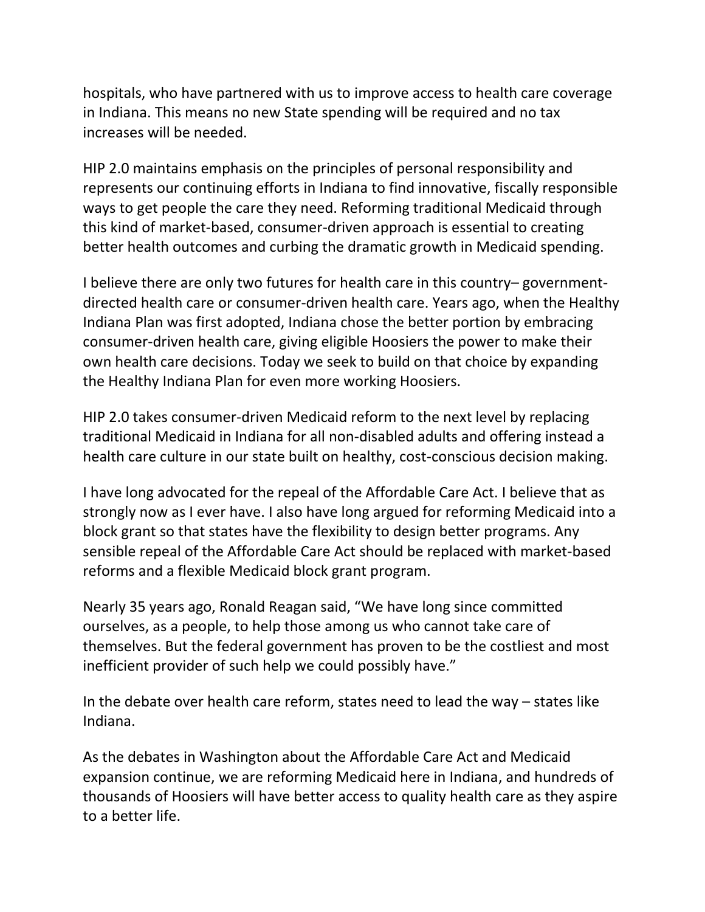hospitals, who have partnered with us to improve access to health care coverage in Indiana. This means no new State spending will be required and no tax increases will be needed.

HIP 2.0 maintains emphasis on the principles of personal responsibility and represents our continuing efforts in Indiana to find innovative, fiscally responsible ways to get people the care they need. Reforming traditional Medicaid through this kind of market-based, consumer-driven approach is essential to creating better health outcomes and curbing the dramatic growth in Medicaid spending.

I believe there are only two futures for health care in this country– government-directed health care or consumer-driven health care. Years ago, when the Healthy Indiana Plan was first adopted, Indiana chose the better portion by embracing consumer-driven health care, giving eligible Hoosiers the power to make their own health care decisions. Today we seek to build on that choice by expanding the Healthy Indiana Plan for even more working Hoosiers.

HIP 2.0 takes consumer-driven Medicaid reform to the next level by replacing traditional Medicaid in Indiana for all non-disabled adults and offering instead a health care culture in our state built on healthy, cost-conscious decision making.

I have long advocated for the repeal of the Affordable Care Act. I believe that as strongly now as I ever have. I also have long argued for reforming Medicaid into a block grant so that states have the flexibility to design better programs. Any sensible repeal of the Affordable Care Act should be replaced with market-based reforms and a flexible Medicaid block grant program.

Nearly 35 years ago, Ronald Reagan said, "We have long since committed ourselves, as a people, to help those among us who cannot take care of themselves. But the federal government has proven to be the costliest and most inefficient provider of such help we could possibly have."

In the debate over health care reform, states need to lead the way – states like Indiana.

As the debates in Washington about the Affordable Care Act and Medicaid expansion continue, we are reforming Medicaid here in Indiana, and hundreds of thousands of Hoosiers will have better access to quality health care as they aspire to a better life.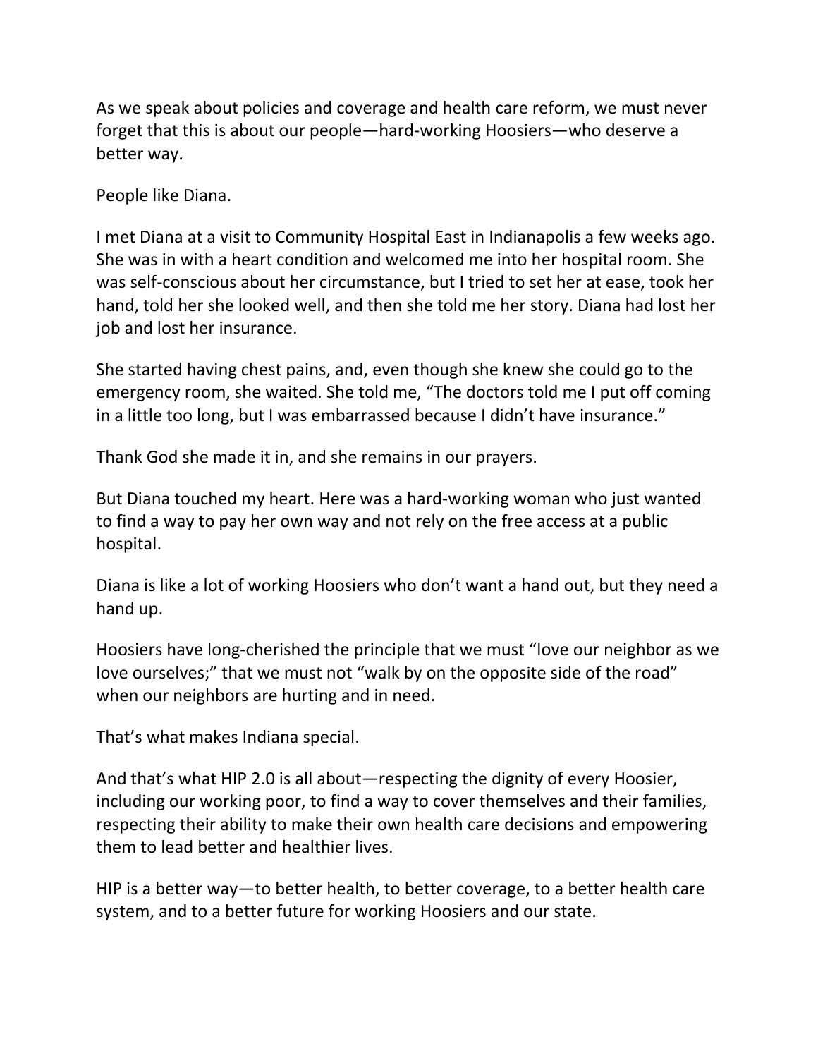As we speak about policies and coverage and health care reform, we must never forget that this is about our people—hard-working Hoosiers—who deserve a better way.

People like Diana.

I met Diana at a visit to Community Hospital East in Indianapolis a few weeks ago. She was in with a heart condition and welcomed me into her hospital room. She was self-conscious about her circumstance, but I tried to set her at ease, took her hand, told her she looked well, and then she told me her story. Diana had lost her job and lost her insurance.

She started having chest pains, and, even though she knew she could go to the emergency room, she waited. She told me, "The doctors told me I put off coming in a little too long, but I was embarrassed because I didn't have insurance."

Thank God she made it in, and she remains in our prayers.

But Diana touched my heart. Here was a hard-working woman who just wanted to find a way to pay her own way and not rely on the free access at a public hospital.

Diana is like a lot of working Hoosiers who don't want a hand out, but they need a hand up.

Hoosiers have long-cherished the principle that we must "love our neighbor as we love ourselves;" that we must not "walk by on the opposite side of the road" when our neighbors are hurting and in need.

That's what makes Indiana special.

And that's what HIP 2.0 is all about—respecting the dignity of every Hoosier, including our working poor, to find a way to cover themselves and their families, respecting their ability to make their own health care decisions and empowering them to lead better and healthier lives.

HIP is a better way—to better health, to better coverage, to a better health care system, and to a better future for working Hoosiers and our state.